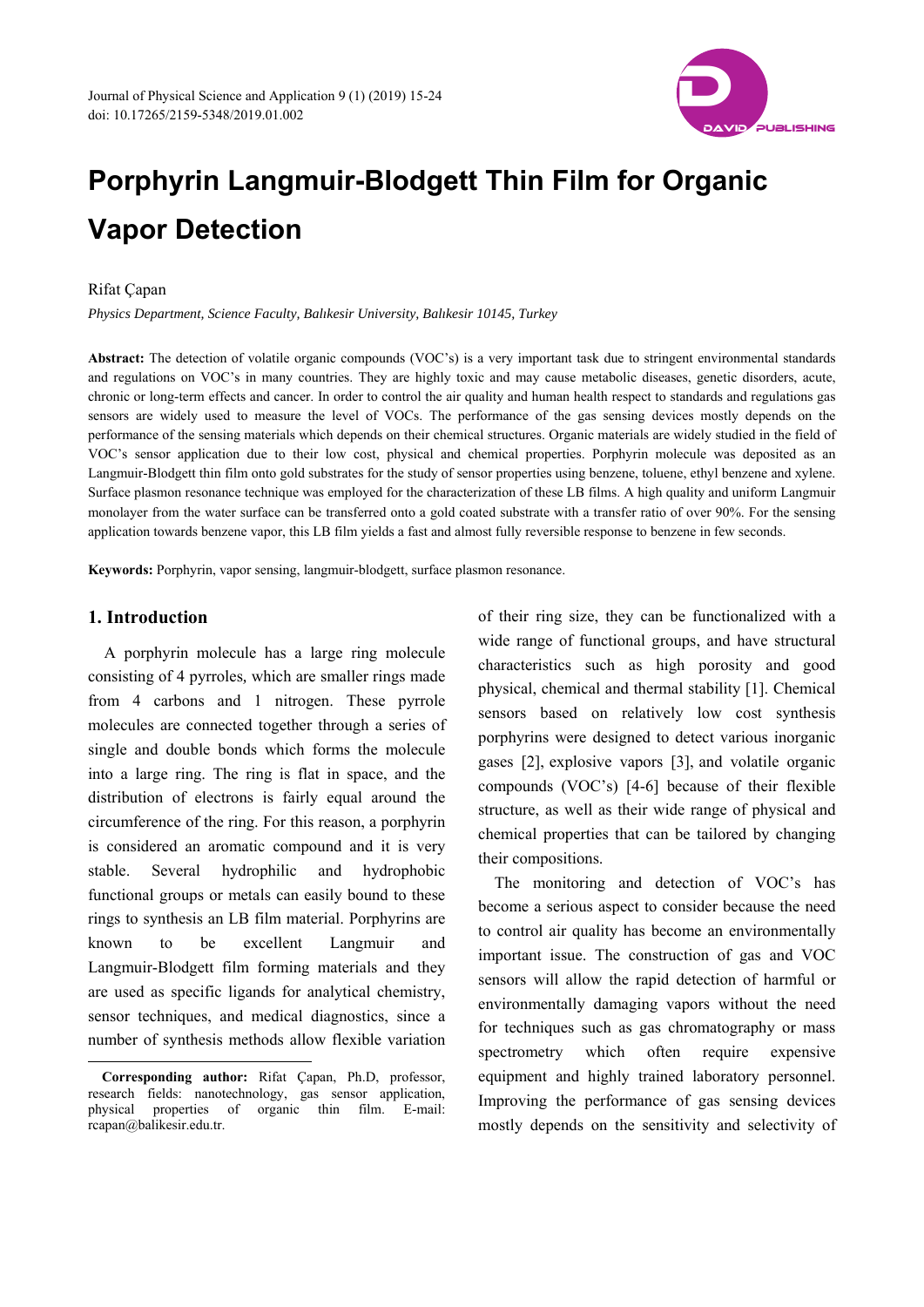# Porphyrin Langmuir-Blodgett Thin Film for Organic Vapor Detection

Rifat Çapan

*Physics Department, Science Faculty, Balıkesir University, Balıkesir 10145, Turkey*

**Abstract:** The detection of volatile organic compounds (VOC's) is a very important task due to stringent environmental standards and regulations on VOC's in many countries. They are highly toxic and may cause metabolic diseases, genetic disorders, acute, chronic or long-term effects and cancer. In order to control the air quality and human health respect to standards and regulations gas sensors are widely used to measure the level of VOCs. The performance of the gas sensing devices mostly depends on the performance of the sensing materials which depends on their chemical structures. Organic materials are widely studied in the field of VOC's sensor application due to their low cost, physical and chemical properties. Porphyrin molecule was deposited as an Langmuir-Blodgett thin film onto gold substrates for the study of sensor properties using benzene, toluene, ethyl benzene and xylene. Surface plasmon resonance technique was employed for the characterization of these LB films. A high quality and uniform Langmuir monolayer from the water surface can be transferred onto a gold coated substrate with a transfer ratio of over 90%. For the sensing application towards benzene vapor, this LB film yields a fast and almost fully reversible response to benzene in few seconds.

**Keywords:** Porphyrin, vapor sensing, langmuir-blodgett, surface plasmon resonance.

## 1. Introduction

A porphyrin molecule has a large ring molecule consisting of 4 pyrroles, which are smaller rings made from 4 carbons and 1 nitrogen. These pyrrole molecules are connected together through a series of single and double bonds which forms the molecule into a large ring. The ring is flat in space, and the distribution of electrons is fairly equal around the circumference of the ring. For this reason, a porphyrin is considered an aromatic compound and it is very stable. Several hydrophilic and hydrophobic functional groups or metals can easily bound to these rings to synthesis an LB film material. Porphyrins are known to be excellent Langmuir and Langmuir-Blodgett film forming materials and they are used as specific ligands for analytical chemistry, sensor techniques, and medical diagnostics, since a number of synthesis methods allow flexible variation of their ring size, they can be functionalized with a wide range of functional groups, and have structural characteristics such as high porosity and good physical, chemical and thermal stability [1]. Chemical sensors based on relatively low cost synthesis porphyrins were designed to detect various inorganic gases [2], explosive vapors [3], and volatile organic compounds (VOC's) [4-6] because of their flexible structure, as well as their wide range of physical and chemical properties that can be tailored by changing their compositions.

The monitoring and detection of VOC's has become a serious aspect to consider because the need to control air quality has become an environmentally important issue. The construction of gas and VOC sensors will allow the rapid detection of harmful or environmentally damaging vapors without the need for techniques such as gas chromatography or mass spectrometry which often require expensive equipment and highly trained laboratory personnel. Improving the performance of gas sensing devices mostly depends on the sensitivity and selectivity of

---

**Corresponding author:** Rifat Çapan, Ph.D, professor, research fields: nanotechnology, gas sensor application, physical properties of organic thin film. E-mail: rcapan@balikesir.edu.tr.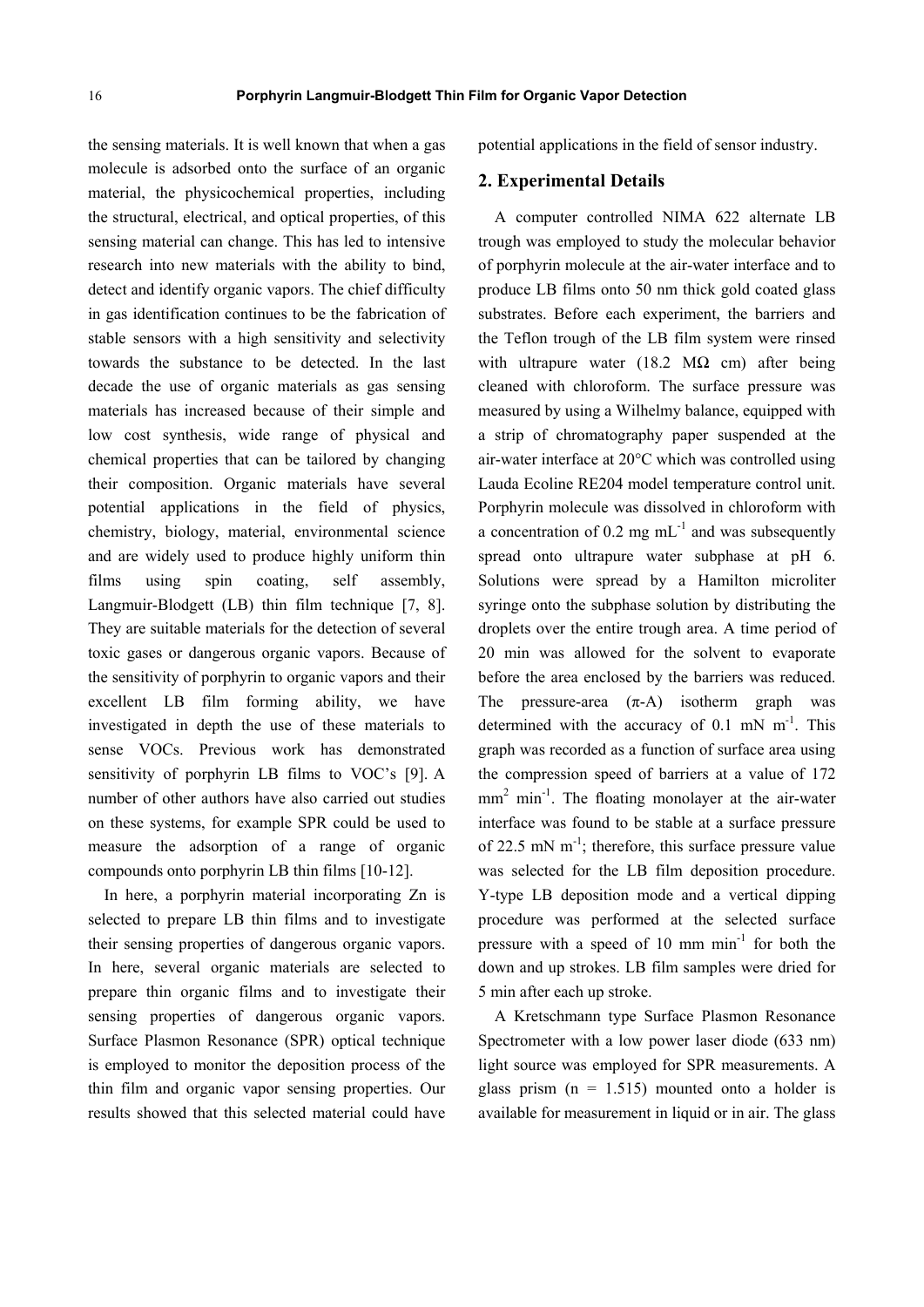the sensing materials. It is well known that when a gas molecule is adsorbed onto the surface of an organic material, the physicochemical properties, including the structural, electrical, and optical properties, of this sensing material can change. This has led to intensive research into new materials with the ability to bind, detect and identify organic vapors. The chief difficulty in gas identification continues to be the fabrication of stable sensors with a high sensitivity and selectivity towards the substance to be detected. In the last decade the use of organic materials as gas sensing materials has increased because of their simple and low cost synthesis, wide range of physical and chemical properties that can be tailored by changing their composition. Organic materials have several potential applications in the field of physics, chemistry, biology, material, environmental science and are widely used to produce highly uniform thin films using spin coating, self assembly, Langmuir-Blodgett (LB) thin film technique [7, 8]. They are suitable materials for the detection of several toxic gases or dangerous organic vapors. Because of the sensitivity of porphyrin to organic vapors and their excellent LB film forming ability, we have investigated in depth the use of these materials to sense VOCs. Previous work has demonstrated sensitivity of porphyrin LB films to VOC's [9]. A number of other authors have also carried out studies on these systems, for example SPR could be used to measure the adsorption of a range of organic compounds onto porphyrin LB thin films [10-12].

In here, a porphyrin material incorporating Zn is selected to prepare LB thin films and to investigate their sensing properties of dangerous organic vapors. In here, several organic materials are selected to prepare thin organic films and to investigate their sensing properties of dangerous organic vapors. Surface Plasmon Resonance (SPR) optical technique is employed to monitor the deposition process of the thin film and organic vapor sensing properties. Our results showed that this selected material could have potential applications in the field of sensor industry.

## 2. Experimental Details

A computer controlled NIMA 622 alternate LB trough was employed to study the molecular behavior of porphyrin molecule at the air-water interface and to produce LB films onto 50 nm thick gold coated glass substrates. Before each experiment, the barriers and the Teflon trough of the LB film system were rinsed with ultrapure water (18.2 MΩ cm) after being cleaned with chloroform. The surface pressure was measured by using a Wilhelmy balance, equipped with a strip of chromatography paper suspended at the air-water interface at 20°C which was controlled using Lauda Ecoline RE204 model temperature control unit. Porphyrin molecule was dissolved in chloroform with a concentration of 0.2 mg $mL^{-1}$ and was subsequently spread onto ultrapure water subphase at pH 6. Solutions were spread by a Hamilton microliter syringe onto the subphase solution by distributing the droplets over the entire trough area. A time period of 20 min was allowed for the solvent to evaporate before the area enclosed by the barriers was reduced. The pressure-area (π-A) isotherm graph was determined with the accuracy of 0.1 mN $m^{-1}$. This graph was recorded as a function of surface area using the compression speed of barriers at a value of 172 $mm^2$ $min^{-1}$. The floating monolayer at the air-water interface was found to be stable at a surface pressure of 22.5 mN $m^{-1}$; therefore, this surface pressure value was selected for the LB film deposition procedure. Y-type LB deposition mode and a vertical dipping procedure was performed at the selected surface pressure with a speed of 10 mm $min^{-1}$ for both the down and up strokes. LB film samples were dried for 5 min after each up stroke.

A Kretschmann type Surface Plasmon Resonance Spectrometer with a low power laser diode (633 nm) light source was employed for SPR measurements. A glass prism (n = 1.515) mounted onto a holder is available for measurement in liquid or in air. The glass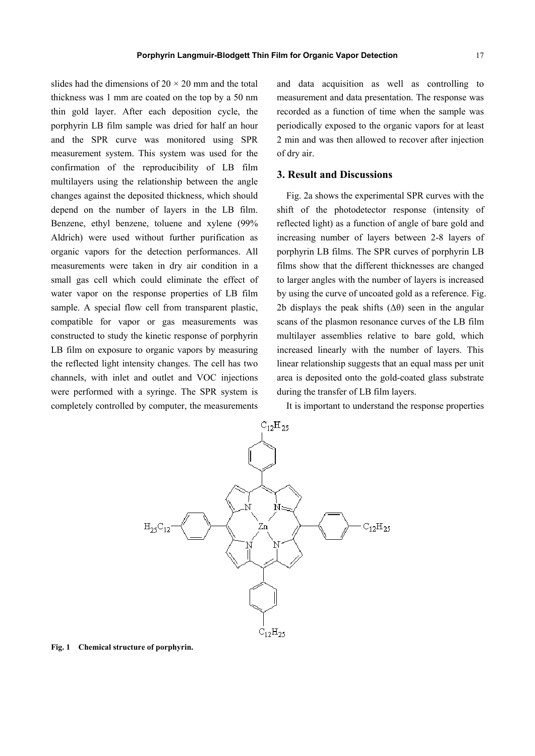slides had the dimensions of 20 × 20 mm and the total thickness was 1 mm are coated on the top by a 50 nm thin gold layer. After each deposition cycle, the porphyrin LB film sample was dried for half an hour and the SPR curve was monitored using SPR measurement system. This system was used for the confirmation of the reproducibility of LB film multilayers using the relationship between the angle changes against the deposited thickness, which should depend on the number of layers in the LB film. Benzene, ethyl benzene, toluene and xylene (99% Aldrich) were used without further purification as organic vapors for the detection performances. All measurements were taken in dry air condition in a small gas cell which could eliminate the effect of water vapor on the response properties of LB film sample. A special flow cell from transparent plastic, compatible for vapor or gas measurements was constructed to study the kinetic response of porphyrin LB film on exposure to organic vapors by measuring the reflected light intensity changes. The cell has two channels, with inlet and outlet and VOC injections were performed with a syringe. The SPR system is completely controlled by computer, the measurements and data acquisition as well as controlling to measurement and data presentation. The response was recorded as a function of time when the sample was periodically exposed to the organic vapors for at least 2 min and was then allowed to recover after injection of dry air.

## 3. Result and Discussions

Fig. 2a shows the experimental SPR curves with the shift of the photodetector response (intensity of reflected light) as a function of angle of bare gold and increasing number of layers between 2-8 layers of porphyrin LB films. The SPR curves of porphyrin LB films show that the different thicknesses are changed to larger angles with the number of layers is increased by using the curve of uncoated gold as a reference. Fig. 2b displays the peak shifts ($\Delta\theta$) seen in the angular scans of the plasmon resonance curves of the LB film multilayer assemblies relative to bare gold, which increased linearly with the number of layers. This linear relationship suggests that an equal mass per unit area is deposited onto the gold-coated glass substrate during the transfer of LB film layers.

It is important to understand the response properties

**Fig. 1 Chemical structure of porphyrin.**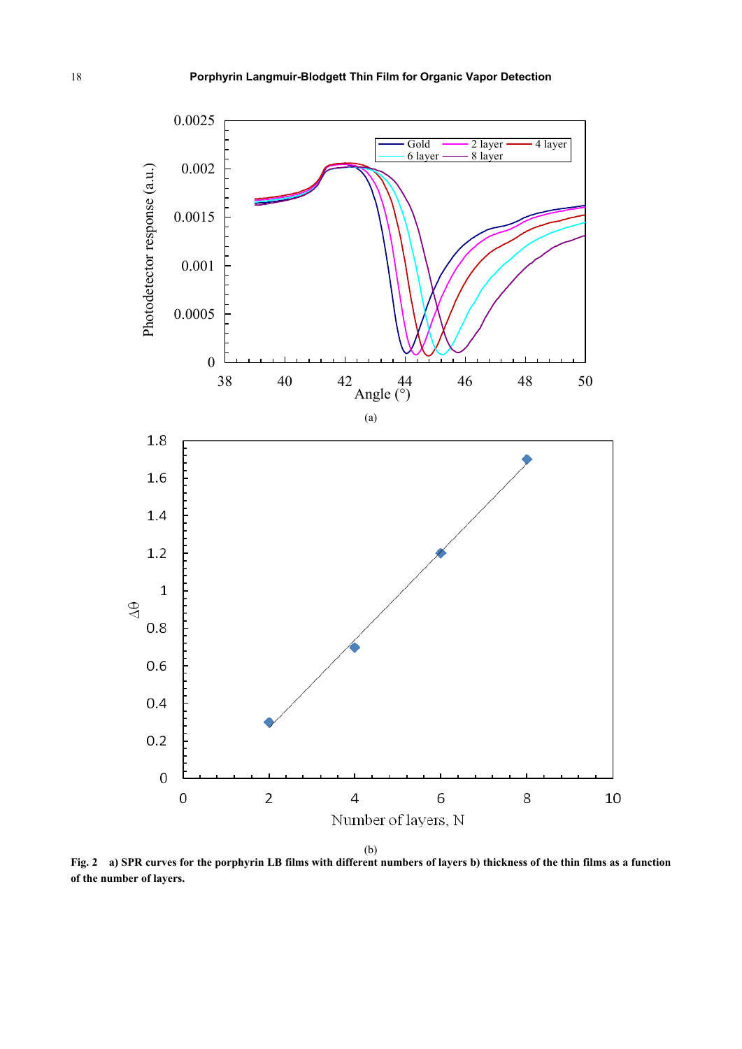(a)

(b)

**Fig. 2 a) SPR curves for the porphyrin LB films with different numbers of layers b) thickness of the thin films as a function of the number of layers.**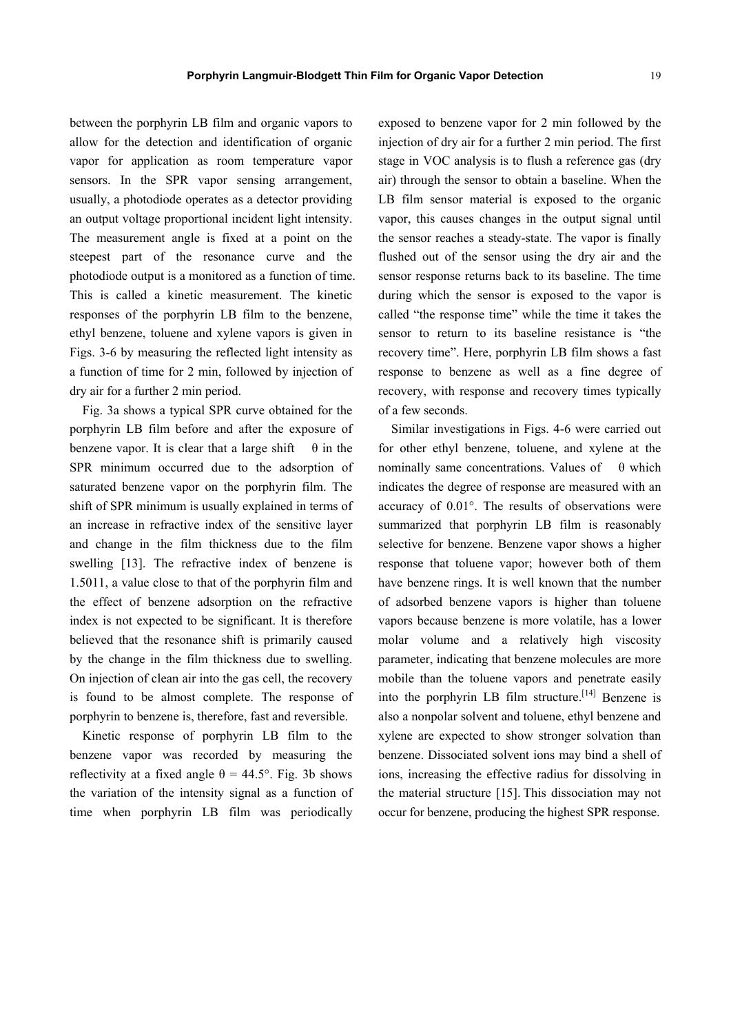between the porphyrin LB film and organic vapors to allow for the detection and identification of organic vapor for application as room temperature vapor sensors. In the SPR vapor sensing arrangement, usually, a photodiode operates as a detector providing an output voltage proportional incident light intensity. The measurement angle is fixed at a point on the steepest part of the resonance curve and the photodiode output is a monitored as a function of time. This is called a kinetic measurement. The kinetic responses of the porphyrin LB film to the benzene, ethyl benzene, toluene and xylene vapors is given in Figs. 3-6 by measuring the reflected light intensity as a function of time for 2 min, followed by injection of dry air for a further 2 min period.

Fig. 3a shows a typical SPR curve obtained for the porphyrin LB film before and after the exposure of benzene vapor. It is clear that a large shift θ in the SPR minimum occurred due to the adsorption of saturated benzene vapor on the porphyrin film. The shift of SPR minimum is usually explained in terms of an increase in refractive index of the sensitive layer and change in the film thickness due to the film swelling [13]. The refractive index of benzene is 1.5011, a value close to that of the porphyrin film and the effect of benzene adsorption on the refractive index is not expected to be significant. It is therefore believed that the resonance shift is primarily caused by the change in the film thickness due to swelling. On injection of clean air into the gas cell, the recovery is found to be almost complete. The response of porphyrin to benzene is, therefore, fast and reversible.

Kinetic response of porphyrin LB film to the benzene vapor was recorded by measuring the reflectivity at a fixed angle $\theta = 44.5°$. Fig. 3b shows the variation of the intensity signal as a function of time when porphyrin LB film was periodically exposed to benzene vapor for 2 min followed by the injection of dry air for a further 2 min period. The first stage in VOC analysis is to flush a reference gas (dry air) through the sensor to obtain a baseline. When the LB film sensor material is exposed to the organic vapor, this causes changes in the output signal until the sensor reaches a steady-state. The vapor is finally flushed out of the sensor using the dry air and the sensor response returns back to its baseline. The time during which the sensor is exposed to the vapor is called "the response time" while the time it takes the sensor to return to its baseline resistance is "the recovery time". Here, porphyrin LB film shows a fast response to benzene as well as a fine degree of recovery, with response and recovery times typically of a few seconds.

Similar investigations in Figs. 4-6 were carried out for other ethyl benzene, toluene, and xylene at the nominally same concentrations. Values of θ which indicates the degree of response are measured with an accuracy of 0.01°. The results of observations were summarized that porphyrin LB film is reasonably selective for benzene. Benzene vapor shows a higher response that toluene vapor; however both of them have benzene rings. It is well known that the number of adsorbed benzene vapors is higher than toluene vapors because benzene is more volatile, has a lower molar volume and a relatively high viscosity parameter, indicating that benzene molecules are more mobile than the toluene vapors and penetrate easily into the porphyrin LB film structure.[14] Benzene is also a nonpolar solvent and toluene, ethyl benzene and xylene are expected to show stronger solvation than benzene. Dissociated solvent ions may bind a shell of ions, increasing the effective radius for dissolving in the material structure [15]. This dissociation may not occur for benzene, producing the highest SPR response.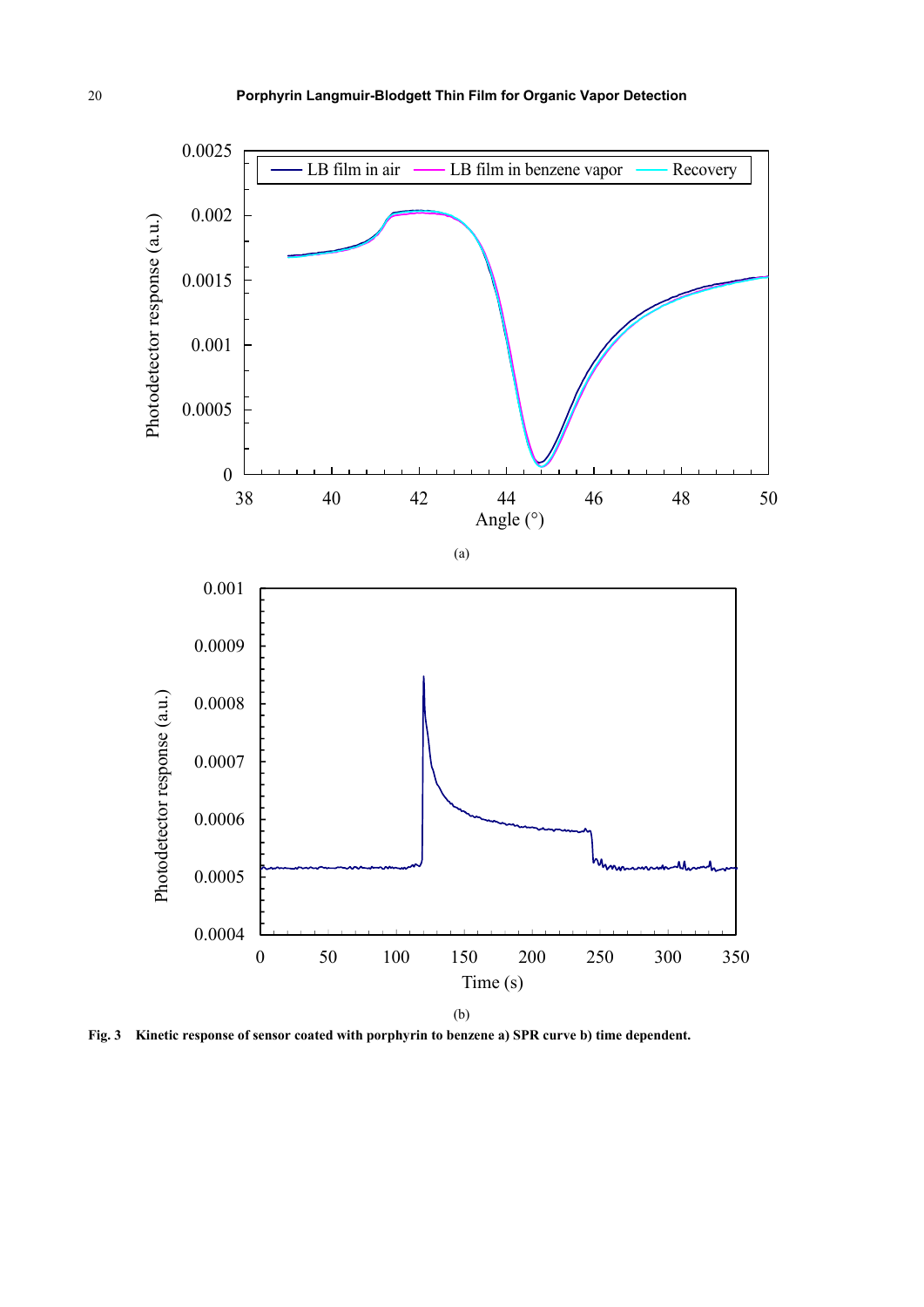(a)

(b)

**Fig. 3 Kinetic response of sensor coated with porphyrin to benzene a) SPR curve b) time dependent.**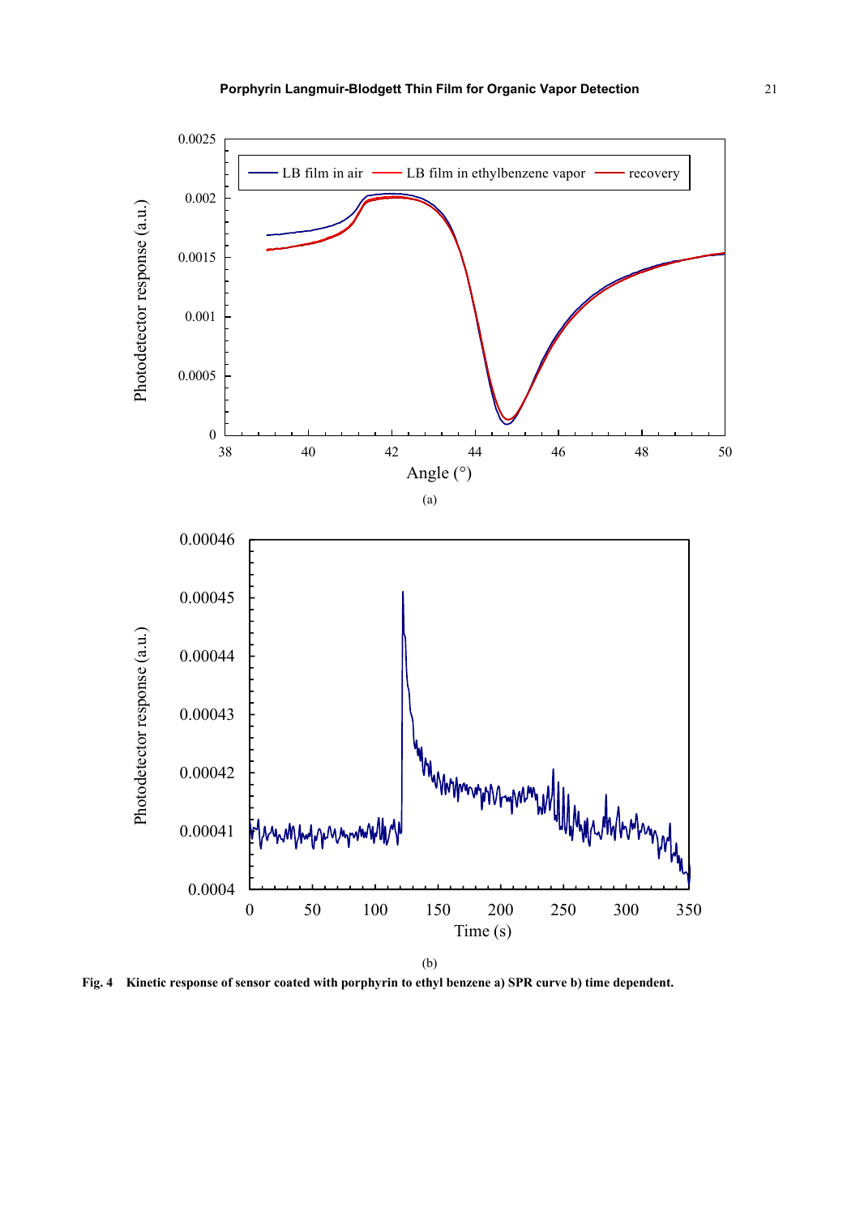(a)

(b)

**Fig. 4 Kinetic response of sensor coated with porphyrin to ethyl benzene a) SPR curve b) time dependent.**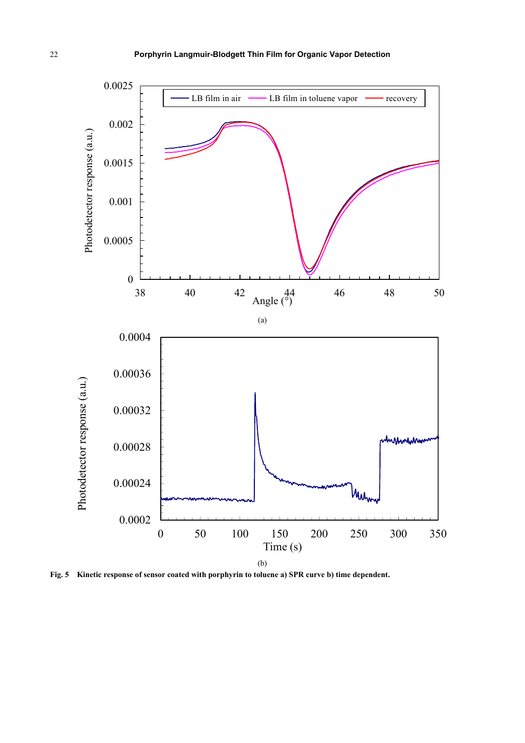(a)

(b)

**Fig. 5 Kinetic response of sensor coated with porphyrin to toluene a) SPR curve b) time dependent.**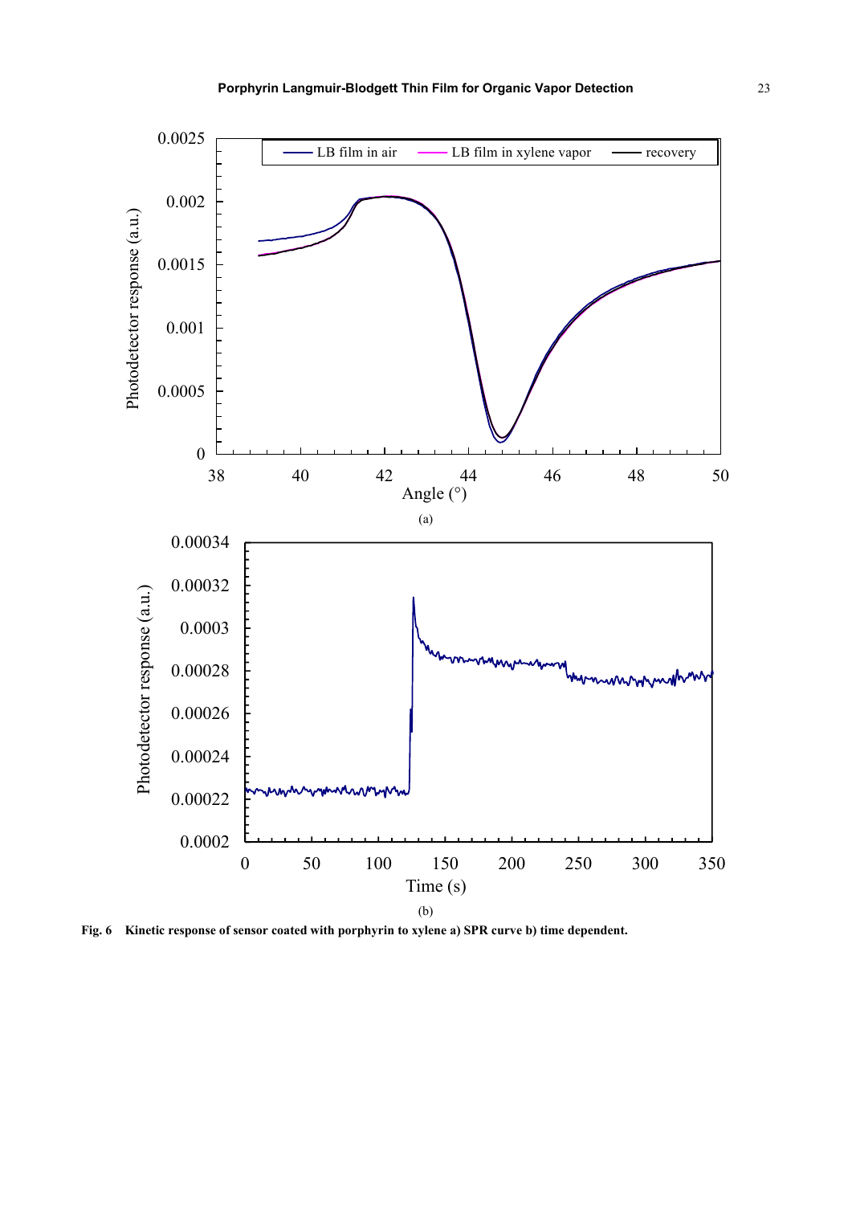(a)

(b)

**Fig. 6 Kinetic response of sensor coated with porphyrin to xylene a) SPR curve b) time dependent.**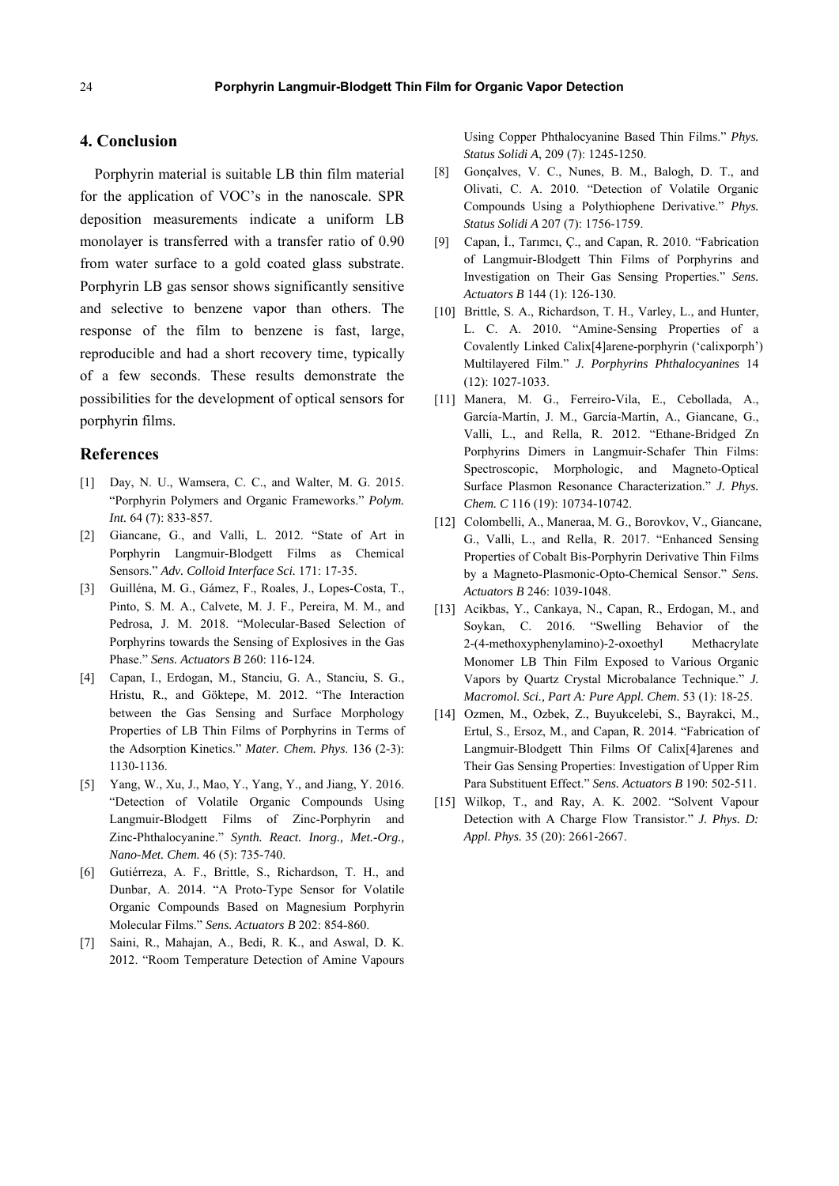## 4. Conclusion

Porphyrin material is suitable LB thin film material for the application of VOC's in the nanoscale. SPR deposition measurements indicate a uniform LB monolayer is transferred with a transfer ratio of 0.90 from water surface to a gold coated glass substrate. Porphyrin LB gas sensor shows significantly sensitive and selective to benzene vapor than others. The response of the film to benzene is fast, large, reproducible and had a short recovery time, typically of a few seconds. These results demonstrate the possibilities for the development of optical sensors for porphyrin films.

## References

[1] Day, N. U., Wamsera, C. C., and Walter, M. G. 2015. "Porphyrin Polymers and Organic Frameworks." *Polym. Int.* 64 (7): 833-857.

[2] Giancane, G., and Valli, L. 2012. "State of Art in Porphyrin Langmuir-Blodgett Films as Chemical Sensors." *Adv. Colloid Interface Sci.* 171: 17-35.

[3] Guilléna, M. G., Gámez, F., Roales, J., Lopes-Costa, T., Pinto, S. M. A., Calvete, M. J. F., Pereira, M. M., and Pedrosa, J. M. 2018. "Molecular-Based Selection of Porphyrins towards the Sensing of Explosives in the Gas Phase." *Sens. Actuators B* 260: 116-124.

[4] Capan, I., Erdogan, M., Stanciu, G. A., Stanciu, S. G., Hristu, R., and Göktepe, M. 2012. "The Interaction between the Gas Sensing and Surface Morphology Properties of LB Thin Films of Porphyrins in Terms of the Adsorption Kinetics." *Mater. Chem. Phys.* 136 (2-3): 1130-1136.

[5] Yang, W., Xu, J., Mao, Y., Yang, Y., and Jiang, Y. 2016. "Detection of Volatile Organic Compounds Using Langmuir-Blodgett Films of Zinc-Porphyrin and Zinc-Phthalocyanine." *Synth. React. Inorg., Met.-Org., Nano-Met. Chem.* 46 (5): 735-740.

[6] Gutiérreza, A. F., Brittle, S., Richardson, T. H., and Dunbar, A. 2014. "A Proto-Type Sensor for Volatile Organic Compounds Based on Magnesium Porphyrin Molecular Films." *Sens. Actuators B* 202: 854-860.

[7] Saini, R., Mahajan, A., Bedi, R. K., and Aswal, D. K. 2012. "Room Temperature Detection of Amine Vapours Using Copper Phthalocyanine Based Thin Films." *Phys. Status Solidi A*, 209 (7): 1245-1250.

[8] Gonçalves, V. C., Nunes, B. M., Balogh, D. T., and Olivati, C. A. 2010. "Detection of Volatile Organic Compounds Using a Polythiophene Derivative." *Phys. Status Solidi A* 207 (7): 1756-1759.

[9] Capan, İ., Tarımcı, Ç., and Capan, R. 2010. "Fabrication of Langmuir-Blodgett Thin Films of Porphyrins and Investigation on Their Gas Sensing Properties." *Sens. Actuators B* 144 (1): 126-130.

[10] Brittle, S. A., Richardson, T. H., Varley, L., and Hunter, L. C. A. 2010. "Amine-Sensing Properties of a Covalently Linked Calix[4]arene-porphyrin ('calixporph') Multilayered Film." *J. Porphyrins Phthalocyanines* 14 (12): 1027-1033.

[11] Manera, M. G., Ferreiro-Vila, E., Cebollada, A., García-Martín, J. M., García-Martín, A., Giancane, G., Valli, L., and Rella, R. 2012. "Ethane-Bridged Zn Porphyrins Dimers in Langmuir-Schafer Thin Films: Spectroscopic, Morphologic, and Magneto-Optical Surface Plasmon Resonance Characterization." *J. Phys. Chem. C* 116 (19): 10734-10742.

[12] Colombelli, A., Maneraa, M. G., Borovkov, V., Giancane, G., Valli, L., and Rella, R. 2017. "Enhanced Sensing Properties of Cobalt Bis-Porphyrin Derivative Thin Films by a Magneto-Plasmonic-Opto-Chemical Sensor." *Sens. Actuators B* 246: 1039-1048.

[13] Acikbas, Y., Cankaya, N., Capan, R., Erdogan, M., and Soykan, C. 2016. "Swelling Behavior of the 2-(4-methoxyphenylamino)-2-oxoethyl Methacrylate Monomer LB Thin Film Exposed to Various Organic Vapors by Quartz Crystal Microbalance Technique." *J. Macromol. Sci., Part A: Pure Appl. Chem.* 53 (1): 18-25.

[14] Ozmen, M., Ozbek, Z., Buyukcelebi, S., Bayrakci, M., Ertul, S., Ersoz, M., and Capan, R. 2014. "Fabrication of Langmuir-Blodgett Thin Films Of Calix[4]arenes and Their Gas Sensing Properties: Investigation of Upper Rim Para Substituent Effect." *Sens. Actuators B* 190: 502-511.

[15] Wilkop, T., and Ray, A. K. 2002. "Solvent Vapour Detection with A Charge Flow Transistor." *J. Phys. D: Appl. Phys.* 35 (20): 2661-2667.